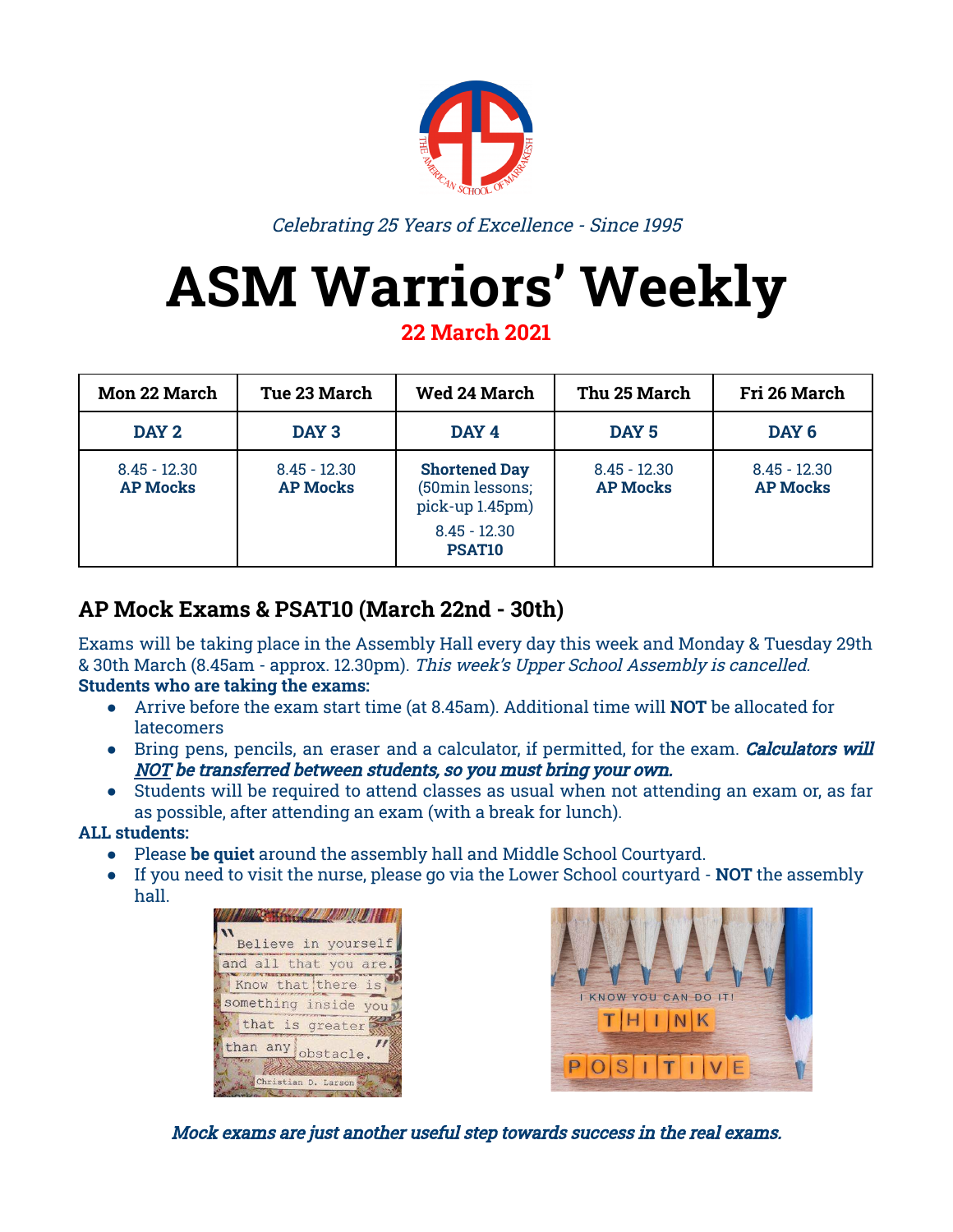*Celebrating 25 Years of Excellence - Since 1995*

# ASM Warriors' Weekly

**22 March 2021**

| Mon 22 March | Tue 23 March | Wed 24 March | Thu 25 March | Fri 26 March |
|---|---|---|---|---|
| **DAY 2** | **DAY 3** | **DAY 4** | **DAY 5** | **DAY 6** |
| 8.45 - 12.30 **AP Mocks** | 8.45 - 12.30 **AP Mocks** | **Shortened Day** (50min lessons; pick-up 1.45pm) 8.45 - 12.30 **PSAT10** | 8.45 - 12.30 **AP Mocks** | 8.45 - 12.30 **AP Mocks** |

## AP Mock Exams & PSAT10 (March 22nd - 30th)

Exams will be taking place in the Assembly Hall every day this week and Monday & Tuesday 29th & 30th March (8.45am - approx. 12.30pm). *This week's Upper School Assembly is cancelled.*

**Students who are taking the exams:**

- Arrive before the exam start time (at 8.45am). Additional time will **NOT** be allocated for latecomers
- Bring pens, pencils, an eraser and a calculator, if permitted, for the exam. ***Calculators will NOT be transferred between students, so you must bring your own.***
- Students will be required to attend classes as usual when not attending an exam or, as far as possible, after attending an exam (with a break for lunch).

**ALL students:**

- Please **be quiet** around the assembly hall and Middle School Courtyard.
- If you need to visit the nurse, please go via the Lower School courtyard - **NOT** the assembly hall.

***Mock exams are just another useful step towards success in the real exams.***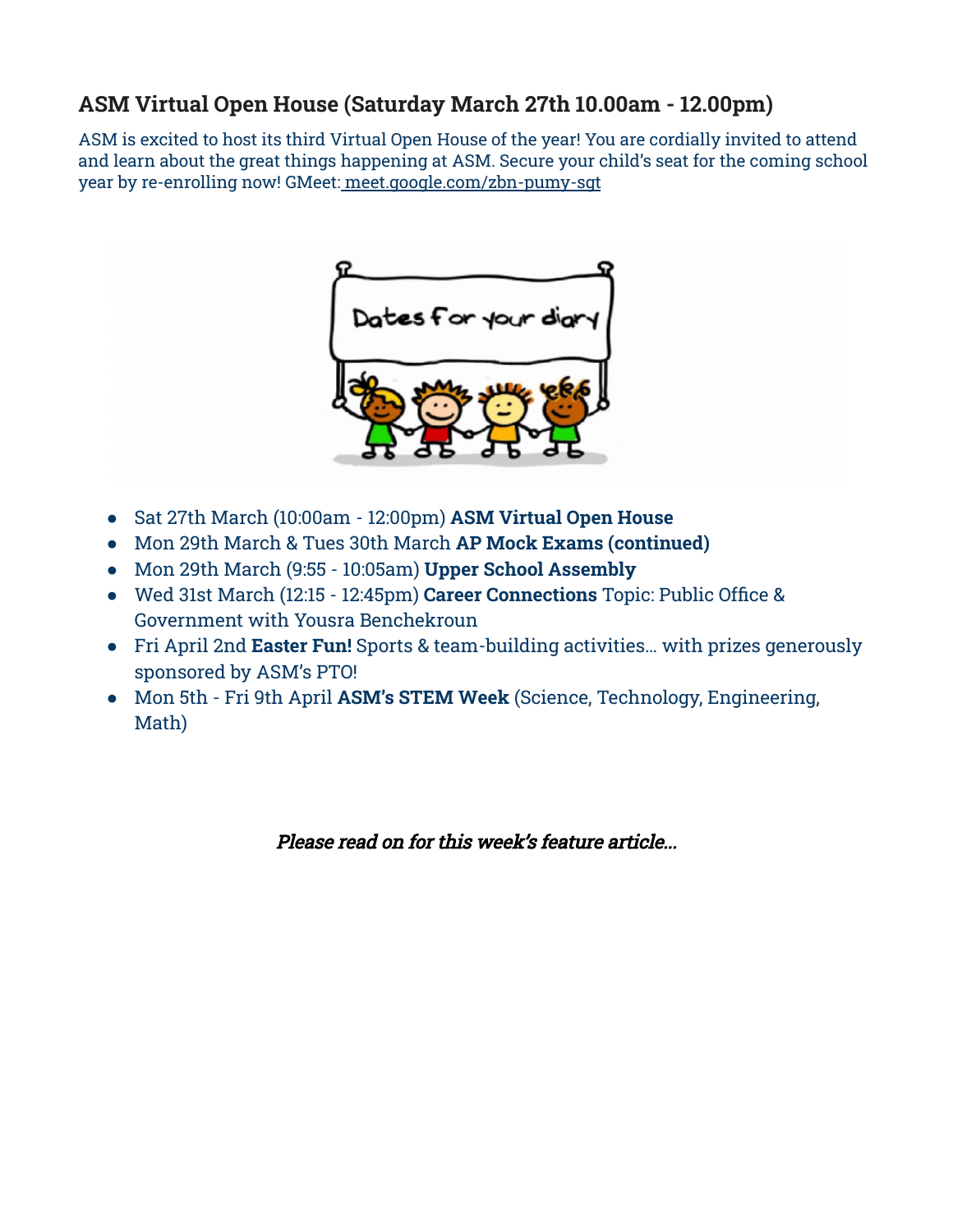## ASM Virtual Open House (Saturday March 27th 10.00am - 12.00pm)

ASM is excited to host its third Virtual Open House of the year! You are cordially invited to attend and learn about the great things happening at ASM. Secure your child's seat for the coming school year by re-enrolling now! GMeet: meet.google.com/zbn-pumy-sgt

- Sat 27th March (10:00am - 12:00pm) **ASM Virtual Open House**
- Mon 29th March & Tues 30th March **AP Mock Exams (continued)**
- Mon 29th March (9:55 - 10:05am) **Upper School Assembly**
- Wed 31st March (12:15 - 12:45pm) **Career Connections** Topic: Public Office & Government with Yousra Benchekroun
- Fri April 2nd **Easter Fun!** Sports & team-building activities… with prizes generously sponsored by ASM's PTO!
- Mon 5th - Fri 9th April **ASM's STEM Week** (Science, Technology, Engineering, Math)

*Please read on for this week's feature article…*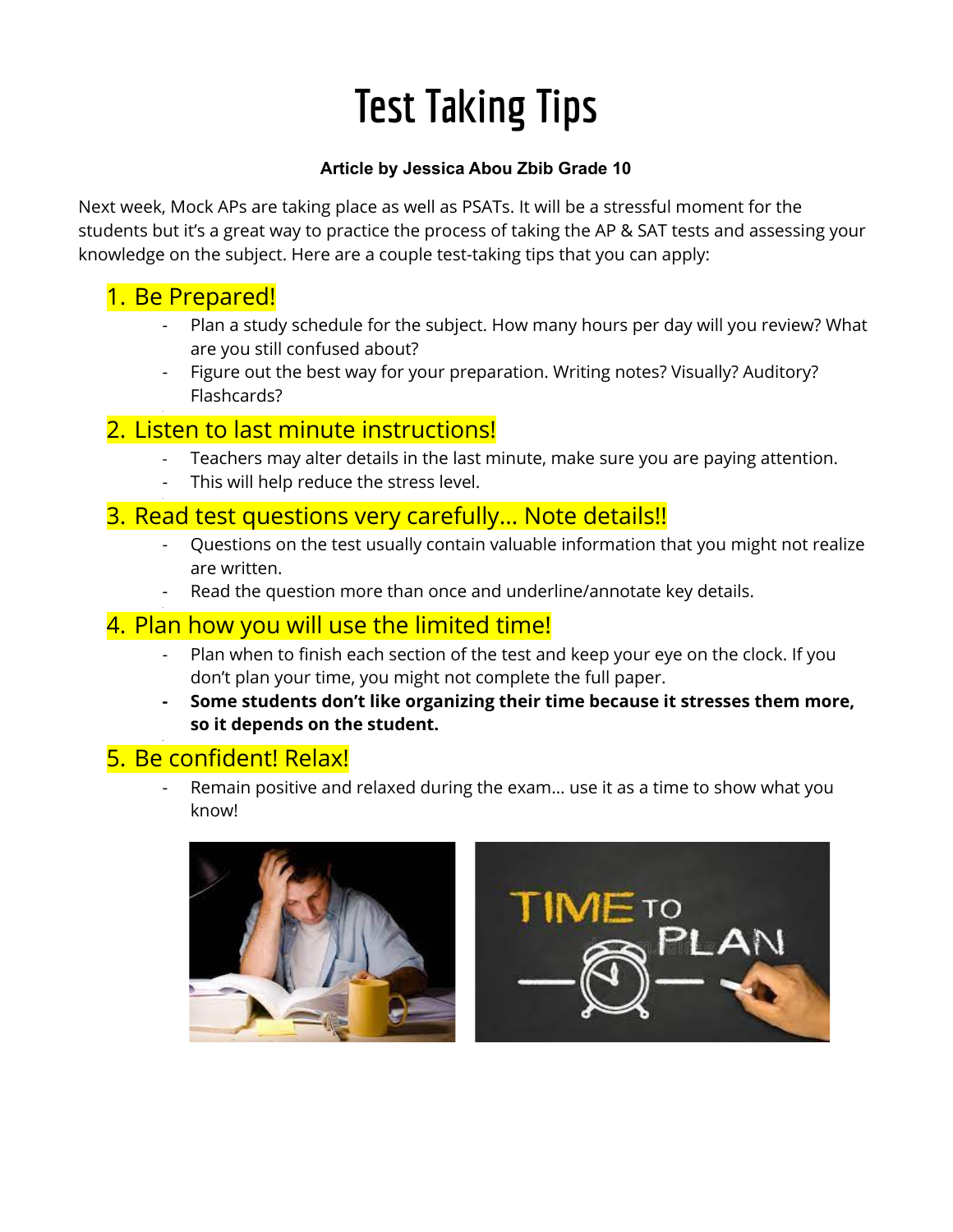# Test Taking Tips

**Article by Jessica Abou Zbib Grade 10**

Next week, Mock APs are taking place as well as PSATs. It will be a stressful moment for the students but it's a great way to practice the process of taking the AP & SAT tests and assessing your knowledge on the subject. Here are a couple test-taking tips that you can apply:

## 1. Be Prepared!

- Plan a study schedule for the subject. How many hours per day will you review? What are you still confused about?
- Figure out the best way for your preparation. Writing notes? Visually? Auditory? Flashcards?

## 2. Listen to last minute instructions!

- Teachers may alter details in the last minute, make sure you are paying attention.
- This will help reduce the stress level.

## 3. Read test questions very carefully… Note details!!

- Questions on the test usually contain valuable information that you might not realize are written.
- Read the question more than once and underline/annotate key details.

## 4. Plan how you will use the limited time!

- Plan when to finish each section of the test and keep your eye on the clock. If you don't plan your time, you might not complete the full paper.
- **Some students don't like organizing their time because it stresses them more, so it depends on the student.**

## 5. Be confident! Relax!

- Remain positive and relaxed during the exam… use it as a time to show what you know!